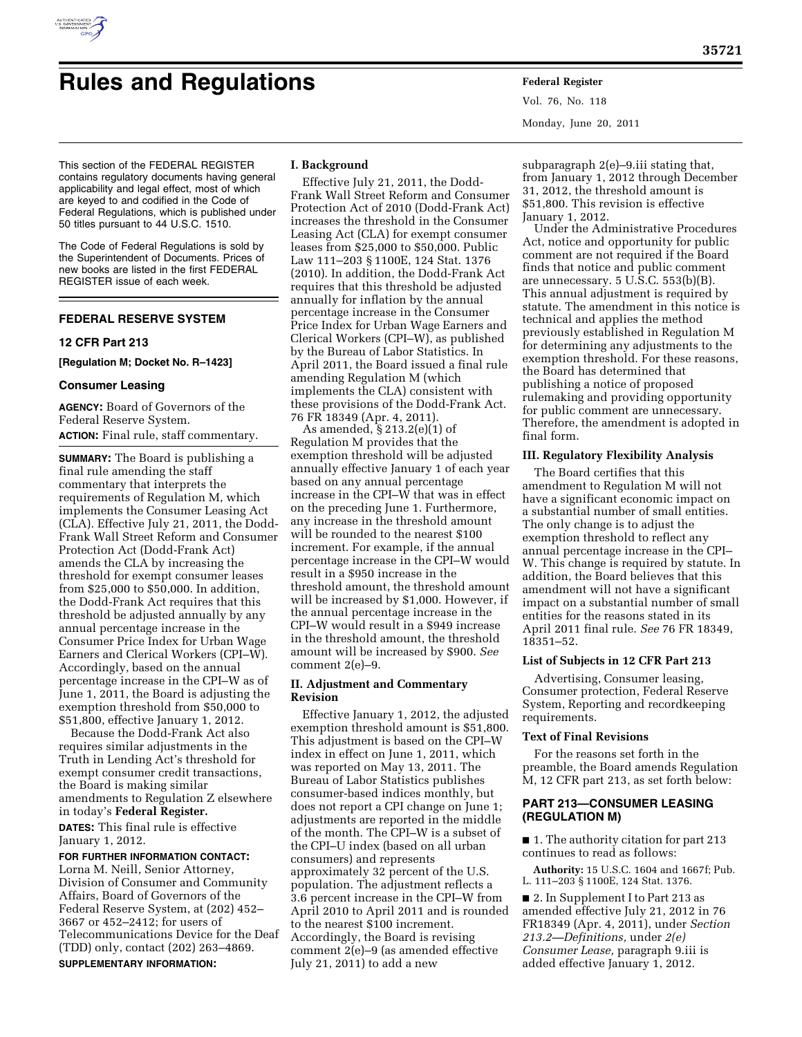# Rules and Regulations

This section of the FEDERAL REGISTER contains regulatory documents having general applicability and legal effect, most of which are keyed to and codified in the Code of Federal Regulations, which is published under 50 titles pursuant to 44 U.S.C. 1510.

The Code of Federal Regulations is sold by the Superintendent of Documents. Prices of new books are listed in the first FEDERAL REGISTER issue of each week.

## FEDERAL RESERVE SYSTEM

### 12 CFR Part 213

**[Regulation M; Docket No. R–1423]**

### Consumer Leasing

**AGENCY:** Board of Governors of the Federal Reserve System.

**ACTION:** Final rule, staff commentary.

**SUMMARY:** The Board is publishing a final rule amending the staff commentary that interprets the requirements of Regulation M, which implements the Consumer Leasing Act (CLA). Effective July 21, 2011, the Dodd-Frank Wall Street Reform and Consumer Protection Act (Dodd-Frank Act) amends the CLA by increasing the threshold for exempt consumer leases from $25,000 to $50,000. In addition, the Dodd-Frank Act requires that this threshold be adjusted annually by any annual percentage increase in the Consumer Price Index for Urban Wage Earners and Clerical Workers (CPI–W). Accordingly, based on the annual percentage increase in the CPI–W as of June 1, 2011, the Board is adjusting the exemption threshold from $50,000 to $51,800, effective January 1, 2012.

Because the Dodd-Frank Act also requires similar adjustments in the Truth in Lending Act's threshold for exempt consumer credit transactions, the Board is making similar amendments to Regulation Z elsewhere in today's **Federal Register.**

**DATES:** This final rule is effective January 1, 2012.

**FOR FURTHER INFORMATION CONTACT:** Lorna M. Neill, Senior Attorney, Division of Consumer and Community Affairs, Board of Governors of the Federal Reserve System, at (202) 452–3667 or 452–2412; for users of Telecommunications Device for the Deaf (TDD) only, contact (202) 263–4869.

**SUPPLEMENTARY INFORMATION:**

#### I. Background

Effective July 21, 2011, the Dodd-Frank Wall Street Reform and Consumer Protection Act of 2010 (Dodd-Frank Act) increases the threshold in the Consumer Leasing Act (CLA) for exempt consumer leases from $25,000 to $50,000. Public Law 111–203 § 1100E, 124 Stat. 1376 (2010). In addition, the Dodd-Frank Act requires that this threshold be adjusted annually for inflation by the annual percentage increase in the Consumer Price Index for Urban Wage Earners and Clerical Workers (CPI–W), as published by the Bureau of Labor Statistics. In April 2011, the Board issued a final rule amending Regulation M (which implements the CLA) consistent with these provisions of the Dodd-Frank Act. 76 FR 18349 (Apr. 4, 2011).

As amended, § 213.2(e)(1) of Regulation M provides that the exemption threshold will be adjusted annually effective January 1 of each year based on any annual percentage increase in the CPI–W that was in effect on the preceding June 1. Furthermore, any increase in the threshold amount will be rounded to the nearest $100 increment. For example, if the annual percentage increase in the CPI–W would result in a $950 increase in the threshold amount, the threshold amount will be increased by $1,000. However, if the annual percentage increase in the CPI–W would result in a $949 increase in the threshold amount, the threshold amount will be increased by $900. *See* comment 2(e)–9.

#### II. Adjustment and Commentary Revision

Effective January 1, 2012, the adjusted exemption threshold amount is $51,800. This adjustment is based on the CPI–W index in effect on June 1, 2011, which was reported on May 13, 2011. The Bureau of Labor Statistics publishes consumer-based indices monthly, but does not report a CPI change on June 1; adjustments are reported in the middle of the month. The CPI–W is a subset of the CPI–U index (based on all urban consumers) and represents approximately 32 percent of the U.S. population. The adjustment reflects a 3.6 percent increase in the CPI–W from April 2010 to April 2011 and is rounded to the nearest $100 increment. Accordingly, the Board is revising comment 2(e)–9 (as amended effective July 21, 2011) to add a new subparagraph 2(e)–9.iii stating that, from January 1, 2012 through December 31, 2012, the threshold amount is $51,800. This revision is effective January 1, 2012.

Under the Administrative Procedures Act, notice and opportunity for public comment are not required if the Board finds that notice and public comment are unnecessary. 5 U.S.C. 553(b)(B). This annual adjustment is required by statute. The amendment in this notice is technical and applies the method previously established in Regulation M for determining any adjustments to the exemption threshold. For these reasons, the Board has determined that publishing a notice of proposed rulemaking and providing opportunity for public comment are unnecessary. Therefore, the amendment is adopted in final form.

#### III. Regulatory Flexibility Analysis

The Board certifies that this amendment to Regulation M will not have a significant economic impact on a substantial number of small entities. The only change is to adjust the exemption threshold to reflect any annual percentage increase in the CPI–W. This change is required by statute. In addition, the Board believes that this amendment will not have a significant impact on a substantial number of small entities for the reasons stated in its April 2011 final rule. *See* 76 FR 18349, 18351–52.

#### List of Subjects in 12 CFR Part 213

Advertising, Consumer leasing, Consumer protection, Federal Reserve System, Reporting and recordkeeping requirements.

#### Text of Final Revisions

For the reasons set forth in the preamble, the Board amends Regulation M, 12 CFR part 213, as set forth below:

### PART 213—CONSUMER LEASING (REGULATION M)

■ 1. The authority citation for part 213 continues to read as follows:

**Authority:** 15 U.S.C. 1604 and 1667f; Pub. L. 111–203 § 1100E, 124 Stat. 1376.

■ 2. In Supplement I to Part 213 as amended effective July 21, 2012 in 76 FR18349 (Apr. 4, 2011), under *Section 213.2—Definitions,* under *2(e) Consumer Lease,* paragraph 9.iii is added effective January 1, 2012.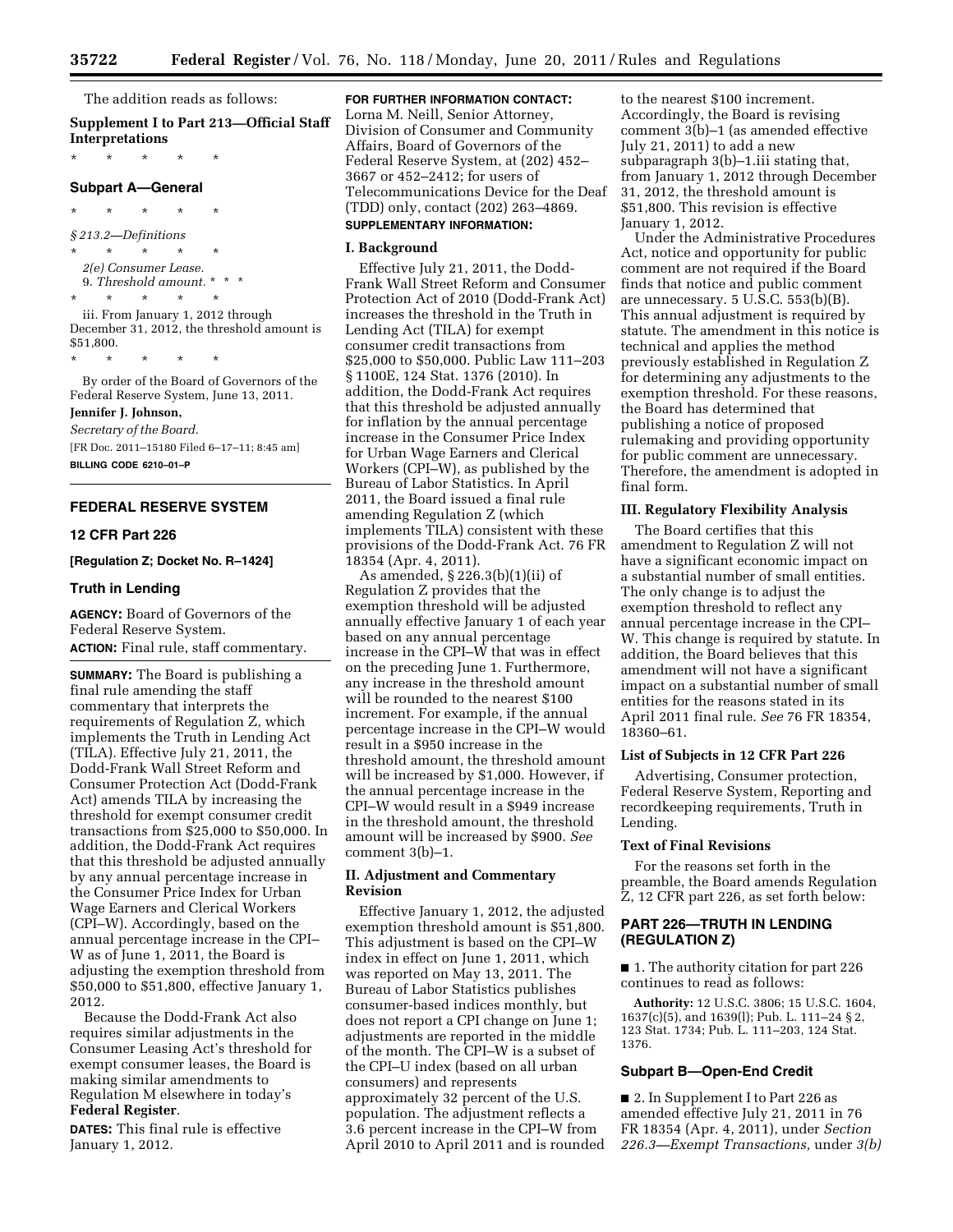The addition reads as follows:

**Supplement I to Part 213—Official Staff Interpretations**

\* \* \* \* \*

### Subpart A—General

\* \* \* \* \*

*§ 213.2—Definitions*

\* \* \* \* \*

*2(e) Consumer Lease.*

9. *Threshold amount.* \* \* \*

\* \* \* \* \*

iii. From January 1, 2012 through December 31, 2012, the threshold amount is $51,800.

\* \* \* \* \*

By order of the Board of Governors of the Federal Reserve System, June 13, 2011.

**Jennifer J. Johnson,**

*Secretary of the Board.*

[FR Doc. 2011–15180 Filed 6–17–11; 8:45 am]

**BILLING CODE 6210–01–P**

## FEDERAL RESERVE SYSTEM

### 12 CFR Part 226

**[Regulation Z; Docket No. R–1424]**

### Truth in Lending

**AGENCY:** Board of Governors of the Federal Reserve System.

**ACTION:** Final rule, staff commentary.

**SUMMARY:** The Board is publishing a final rule amending the staff commentary that interprets the requirements of Regulation Z, which implements the Truth in Lending Act (TILA). Effective July 21, 2011, the Dodd-Frank Wall Street Reform and Consumer Protection Act (Dodd-Frank Act) amends TILA by increasing the threshold for exempt consumer credit transactions from $25,000 to $50,000. In addition, the Dodd-Frank Act requires that this threshold be adjusted annually by any annual percentage increase in the Consumer Price Index for Urban Wage Earners and Clerical Workers (CPI–W). Accordingly, based on the annual percentage increase in the CPI–W as of June 1, 2011, the Board is adjusting the exemption threshold from $50,000 to $51,800, effective January 1, 2012.

Because the Dodd-Frank Act also requires similar adjustments in the Consumer Leasing Act's threshold for exempt consumer leases, the Board is making similar amendments to Regulation M elsewhere in today's **Federal Register**.

**DATES:** This final rule is effective January 1, 2012.

**FOR FURTHER INFORMATION CONTACT:** Lorna M. Neill, Senior Attorney, Division of Consumer and Community Affairs, Board of Governors of the Federal Reserve System, at (202) 452–3667 or 452–2412; for users of Telecommunications Device for the Deaf (TDD) only, contact (202) 263–4869.

**SUPPLEMENTARY INFORMATION:**

### I. Background

Effective July 21, 2011, the Dodd-Frank Wall Street Reform and Consumer Protection Act of 2010 (Dodd-Frank Act) increases the threshold in the Truth in Lending Act (TILA) for exempt consumer credit transactions from $25,000 to $50,000. Public Law 111–203 § 1100E, 124 Stat. 1376 (2010). In addition, the Dodd-Frank Act requires that this threshold be adjusted annually for inflation by the annual percentage increase in the Consumer Price Index for Urban Wage Earners and Clerical Workers (CPI–W), as published by the Bureau of Labor Statistics. In April 2011, the Board issued a final rule amending Regulation Z (which implements TILA) consistent with these provisions of the Dodd-Frank Act. 76 FR 18354 (Apr. 4, 2011).

As amended, § 226.3(b)(1)(ii) of Regulation Z provides that the exemption threshold will be adjusted annually effective January 1 of each year based on any annual percentage increase in the CPI–W that was in effect on the preceding June 1. Furthermore, any increase in the threshold amount will be rounded to the nearest $100 increment. For example, if the annual percentage increase in the CPI–W would result in a $950 increase in the threshold amount, the threshold amount will be increased by $1,000. However, if the annual percentage increase in the CPI–W would result in a $949 increase in the threshold amount, the threshold amount will be increased by $900. *See* comment 3(b)–1.

### II. Adjustment and Commentary Revision

Effective January 1, 2012, the adjusted exemption threshold amount is $51,800. This adjustment is based on the CPI–W index in effect on June 1, 2011, which was reported on May 13, 2011. The Bureau of Labor Statistics publishes consumer-based indices monthly, but does not report a CPI change on June 1; adjustments are reported in the middle of the month. The CPI–W is a subset of the CPI–U index (based on all urban consumers) and represents approximately 32 percent of the U.S. population. The adjustment reflects a 3.6 percent increase in the CPI–W from April 2010 to April 2011 and is rounded to the nearest $100 increment. Accordingly, the Board is revising comment 3(b)–1 (as amended effective July 21, 2011) to add a new subparagraph 3(b)–1.iii stating that, from January 1, 2012 through December 31, 2012, the threshold amount is $51,800. This revision is effective January 1, 2012.

Under the Administrative Procedures Act, notice and opportunity for public comment are not required if the Board finds that notice and public comment are unnecessary. 5 U.S.C. 553(b)(B). This annual adjustment is required by statute. The amendment in this notice is technical and applies the method previously established in Regulation Z for determining any adjustments to the exemption threshold. For these reasons, the Board has determined that publishing a notice of proposed rulemaking and providing opportunity for public comment are unnecessary. Therefore, the amendment is adopted in final form.

### III. Regulatory Flexibility Analysis

The Board certifies that this amendment to Regulation Z will not have a significant economic impact on a substantial number of small entities. The only change is to adjust the exemption threshold to reflect any annual percentage increase in the CPI–W. This change is required by statute. In addition, the Board believes that this amendment will not have a significant impact on a substantial number of small entities for the reasons stated in its April 2011 final rule. *See* 76 FR 18354, 18360–61.

### List of Subjects in 12 CFR Part 226

Advertising, Consumer protection, Federal Reserve System, Reporting and recordkeeping requirements, Truth in Lending.

### Text of Final Revisions

For the reasons set forth in the preamble, the Board amends Regulation Z, 12 CFR part 226, as set forth below:

## PART 226—TRUTH IN LENDING (REGULATION Z)

■ 1. The authority citation for part 226 continues to read as follows:

**Authority:** 12 U.S.C. 3806; 15 U.S.C. 1604, 1637(c)(5), and 1639(l); Pub. L. 111–24 § 2, 123 Stat. 1734; Pub. L. 111–203, 124 Stat. 1376.

### Subpart B—Open-End Credit

■ 2. In Supplement I to Part 226 as amended effective July 21, 2011 in 76 FR 18354 (Apr. 4, 2011), under *Section 226.3—Exempt Transactions,* under *3(b)*